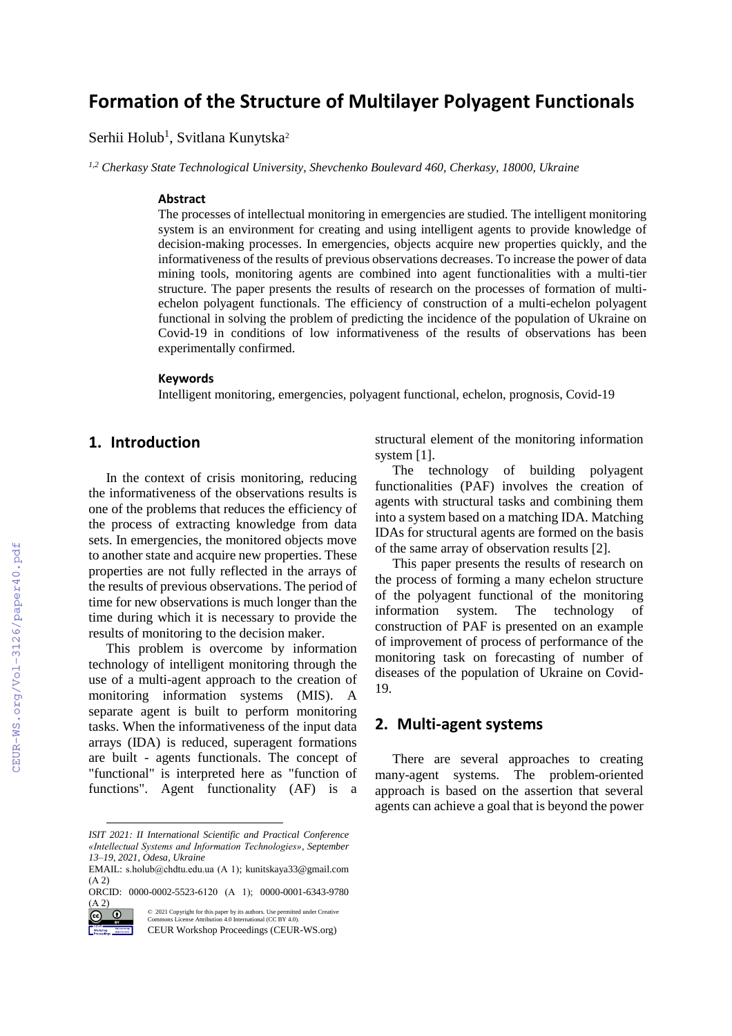# Formation of the Structure of Multilayer Polyagent Functionals

Serhii Holub[1], Svitlana Kunytska[2]

*[1,2] Cherkasy State Technological University, Shevchenko Boulevard 460, Cherkasy, 18000, Ukraine*

### Abstract

The processes of intellectual monitoring in emergencies are studied. The intelligent monitoring system is an environment for creating and using intelligent agents to provide knowledge of decision-making processes. In emergencies, objects acquire new properties quickly, and the informativeness of the results of previous observations decreases. To increase the power of data mining tools, monitoring agents are combined into agent functionalities with a multi-tier structure. The paper presents the results of research on the processes of formation of multi-echelon polyagent functionals. The efficiency of construction of a multi-echelon polyagent functional in solving the problem of predicting the incidence of the population of Ukraine on Covid-19 in conditions of low informativeness of the results of observations has been experimentally confirmed.

### Keywords

Intelligent monitoring, emergencies, polyagent functional, echelon, prognosis, Covid-19

## 1. Introduction

In the context of crisis monitoring, reducing the informativeness of the observations results is one of the problems that reduces the efficiency of the process of extracting knowledge from data sets. In emergencies, the monitored objects move to another state and acquire new properties. These properties are not fully reflected in the arrays of the results of previous observations. The period of time for new observations is much longer than the time during which it is necessary to provide the results of monitoring to the decision maker.

This problem is overcome by information technology of intelligent monitoring through the use of a multi-agent approach to the creation of monitoring information systems (MIS). A separate agent is built to perform monitoring tasks. When the informativeness of the input data arrays (IDA) is reduced, superagent formations are built - agents functionals. The concept of "functional" is interpreted here as "function of functions". Agent functionality (AF) is a structural element of the monitoring information system [1].

The technology of building polyagent functionalities (PAF) involves the creation of agents with structural tasks and combining them into a system based on a matching IDA. Matching IDAs for structural agents are formed on the basis of the same array of observation results [2].

This paper presents the results of research on the process of forming a many echelon structure of the polyagent functional of the monitoring information system. The technology of construction of PAF is presented on an example of improvement of process of performance of the monitoring task on forecasting of number of diseases of the population of Ukraine on Covid-19.

## 2. Multi-agent systems

There are several approaches to creating many-agent systems. The problem-oriented approach is based on the assertion that several agents can achieve a goal that is beyond the power

---

*ISIT 2021: II International Scientific and Practical Conference «Intellectual Systems and Information Technologies», September 13–19, 2021, Odesa, Ukraine*

EMAIL: s.holub@chdtu.edu.ua (A 1); kunitskaya33@gmail.com (A 2)

ORCID: 0000-0002-5523-6120 (A 1); 0000-0001-6343-9780 (A 2)

© 2021 Copyright for this paper by its authors. Use permitted under Creative Commons License Attribution 4.0 International (CC BY 4.0).

CEUR Workshop Proceedings (CEUR-WS.org)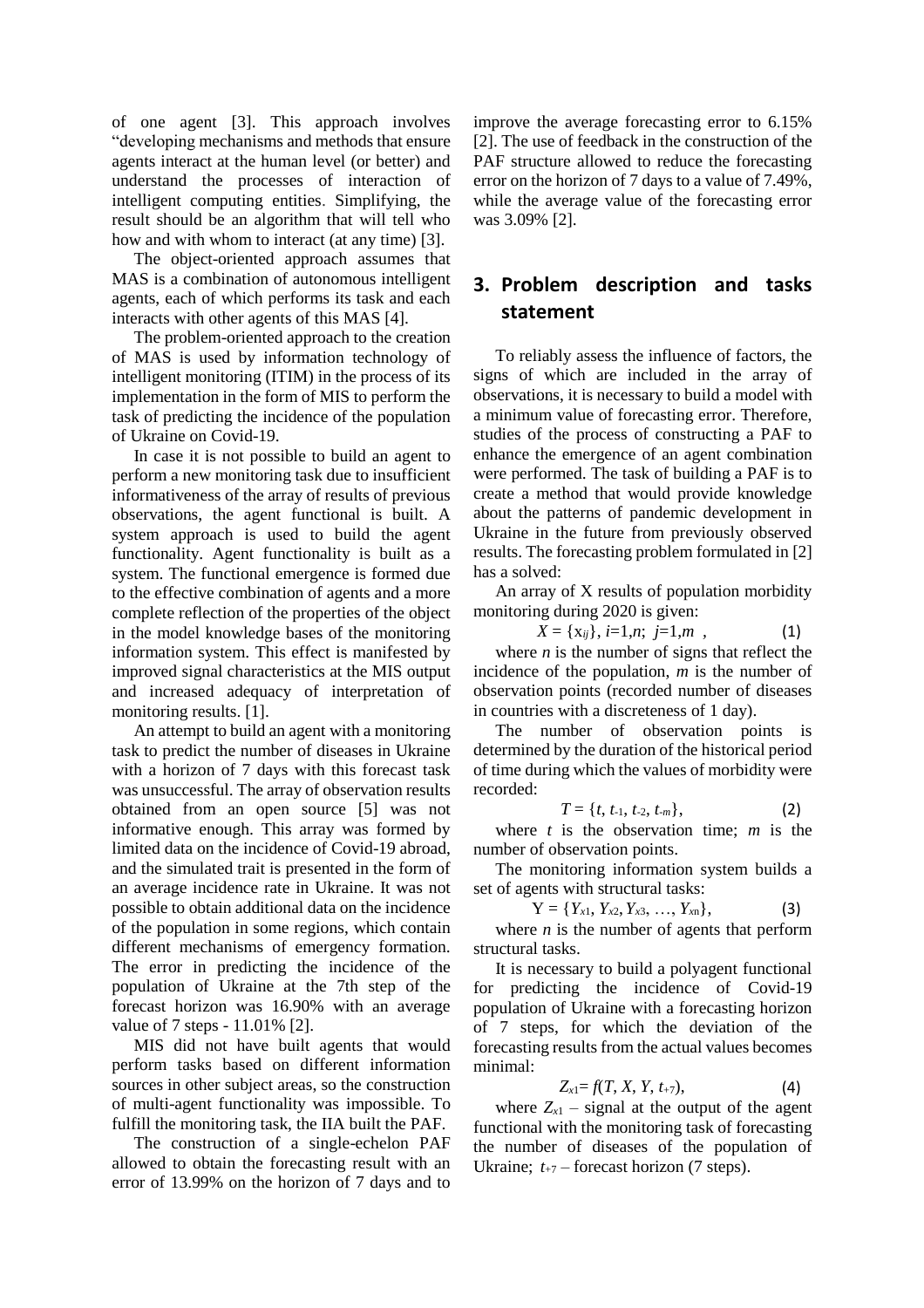of one agent [3]. This approach involves "developing mechanisms and methods that ensure agents interact at the human level (or better) and understand the processes of interaction of intelligent computing entities. Simplifying, the result should be an algorithm that will tell who how and with whom to interact (at any time) [3].

The object-oriented approach assumes that MAS is a combination of autonomous intelligent agents, each of which performs its task and each interacts with other agents of this MAS [4].

The problem-oriented approach to the creation of MAS is used by information technology of intelligent monitoring (ITIM) in the process of its implementation in the form of MIS to perform the task of predicting the incidence of the population of Ukraine on Covid-19.

In case it is not possible to build an agent to perform a new monitoring task due to insufficient informativeness of the array of results of previous observations, the agent functional is built. A system approach is used to build the agent functionality. Agent functionality is built as a system. The functional emergence is formed due to the effective combination of agents and a more complete reflection of the properties of the object in the model knowledge bases of the monitoring information system. This effect is manifested by improved signal characteristics at the MIS output and increased adequacy of interpretation of monitoring results. [1].

An attempt to build an agent with a monitoring task to predict the number of diseases in Ukraine with a horizon of 7 days with this forecast task was unsuccessful. The array of observation results obtained from an open source [5] was not informative enough. This array was formed by limited data on the incidence of Covid-19 abroad, and the simulated trait is presented in the form of an average incidence rate in Ukraine. It was not possible to obtain additional data on the incidence of the population in some regions, which contain different mechanisms of emergency formation. The error in predicting the incidence of the population of Ukraine at the 7th step of the forecast horizon was 16.90% with an average value of 7 steps - 11.01% [2].

MIS did not have built agents that would perform tasks based on different information sources in other subject areas, so the construction of multi-agent functionality was impossible. To fulfill the monitoring task, the IIA built the PAF.

The construction of a single-echelon PAF allowed to obtain the forecasting result with an error of 13.99% on the horizon of 7 days and to improve the average forecasting error to 6.15% [2]. The use of feedback in the construction of the PAF structure allowed to reduce the forecasting error on the horizon of 7 days to a value of 7.49%, while the average value of the forecasting error was 3.09% [2].

## 3. Problem description and tasks statement

To reliably assess the influence of factors, the signs of which are included in the array of observations, it is necessary to build a model with a minimum value of forecasting error. Therefore, studies of the process of constructing a PAF to enhance the emergence of an agent combination were performed. The task of building a PAF is to create a method that would provide knowledge about the patterns of pandemic development in Ukraine in the future from previously observed results. The forecasting problem formulated in [2] has a solved:

An array of X results of population morbidity monitoring during 2020 is given:

$$X = \{x_{ij}\},\ i=1,n;\ j=1,m\ , \qquad (1)$$

where $n$ is the number of signs that reflect the incidence of the population, $m$ is the number of observation points (recorded number of diseases in countries with a discreteness of 1 day).

The number of observation points is determined by the duration of the historical period of time during which the values of morbidity were recorded:

$$T = \{t, t_{-1}, t_{-2}, t_{-m}\}, \qquad (2)$$

where $t$ is the observation time; $m$ is the number of observation points.

The monitoring information system builds a set of agents with structural tasks:

$$Y = \{Y_{x1}, Y_{x2}, Y_{x3}, \ldots, Y_{xn}\}, \qquad (3)$$

where $n$ is the number of agents that perform structural tasks.

It is necessary to build a polyagent functional for predicting the incidence of Covid-19 population of Ukraine with a forecasting horizon of 7 steps, for which the deviation of the forecasting results from the actual values becomes minimal:

$$Z_{x1} = f(T, X, Y, t_{+7}), \qquad (4)$$

where $Z_{x1}$ – signal at the output of the agent functional with the monitoring task of forecasting the number of diseases of the population of Ukraine; $t_{+7}$ – forecast horizon (7 steps).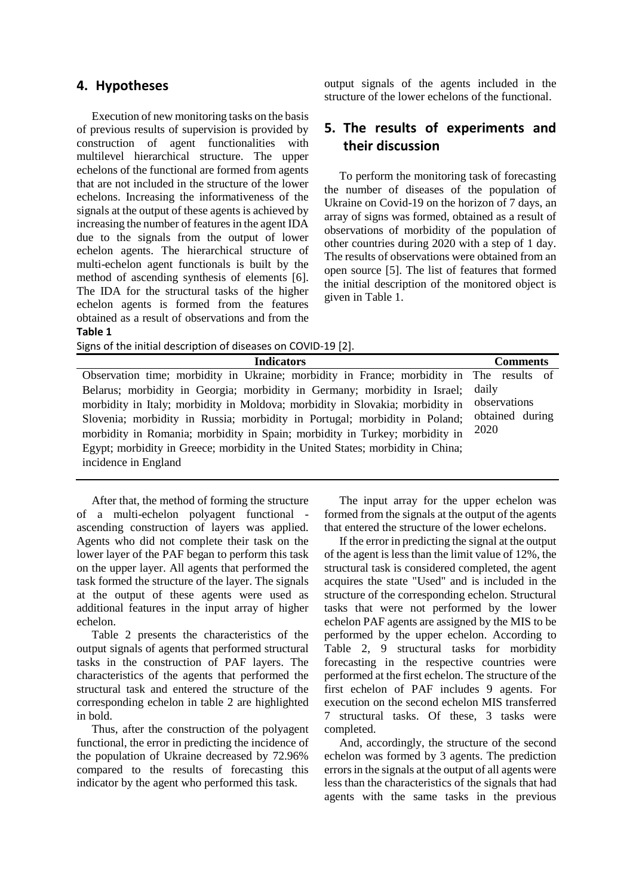## 4. Hypotheses

Execution of new monitoring tasks on the basis of previous results of supervision is provided by construction of agent functionalities with multilevel hierarchical structure. The upper echelons of the functional are formed from agents that are not included in the structure of the lower echelons. Increasing the informativeness of the signals at the output of these agents is achieved by increasing the number of features in the agent IDA due to the signals from the output of lower echelon agents. The hierarchical structure of multi-echelon agent functionals is built by the method of ascending synthesis of elements [6]. The IDA for the structural tasks of the higher echelon agents is formed from the features obtained as a result of observations and from the output signals of the agents included in the structure of the lower echelons of the functional.

## 5. The results of experiments and their discussion

To perform the monitoring task of forecasting the number of diseases of the population of Ukraine on Covid-19 on the horizon of 7 days, an array of signs was formed, obtained as a result of observations of morbidity of the population of other countries during 2020 with a step of 1 day. The results of observations were obtained from an open source [5]. The list of features that formed the initial description of the monitored object is given in Table 1.

**Table 1**

Signs of the initial description of diseases on COVID-19 [2].

| Indicators | Comments |
|---|---|
| Observation time; morbidity in Ukraine; morbidity in France; morbidity in Belarus; morbidity in Georgia; morbidity in Germany; morbidity in Israel; morbidity in Italy; morbidity in Moldova; morbidity in Slovakia; morbidity in Slovenia; morbidity in Russia; morbidity in Portugal; morbidity in Poland; morbidity in Romania; morbidity in Spain; morbidity in Turkey; morbidity in Egypt; morbidity in Greece; morbidity in the United States; morbidity in China; incidence in England | The results of daily observations obtained during 2020 |

After that, the method of forming the structure of a multi-echelon polyagent functional - ascending construction of layers was applied. Agents who did not complete their task on the lower layer of the PAF began to perform this task on the upper layer. All agents that performed the task formed the structure of the layer. The signals at the output of these agents were used as additional features in the input array of higher echelon.

Table 2 presents the characteristics of the output signals of agents that performed structural tasks in the construction of PAF layers. The characteristics of the agents that performed the structural task and entered the structure of the corresponding echelon in table 2 are highlighted in bold.

Thus, after the construction of the polyagent functional, the error in predicting the incidence of the population of Ukraine decreased by 72.96% compared to the results of forecasting this indicator by the agent who performed this task.

The input array for the upper echelon was formed from the signals at the output of the agents that entered the structure of the lower echelons.

If the error in predicting the signal at the output of the agent is less than the limit value of 12%, the structural task is considered completed, the agent acquires the state "Used" and is included in the structure of the corresponding echelon. Structural tasks that were not performed by the lower echelon PAF agents are assigned by the MIS to be performed by the upper echelon. According to Table 2, 9 structural tasks for morbidity forecasting in the respective countries were performed at the first echelon. The structure of the first echelon of PAF includes 9 agents. For execution on the second echelon MIS transferred 7 structural tasks. Of these, 3 tasks were completed.

And, accordingly, the structure of the second echelon was formed by 3 agents. The prediction errors in the signals at the output of all agents were less than the characteristics of the signals that had agents with the same tasks in the previous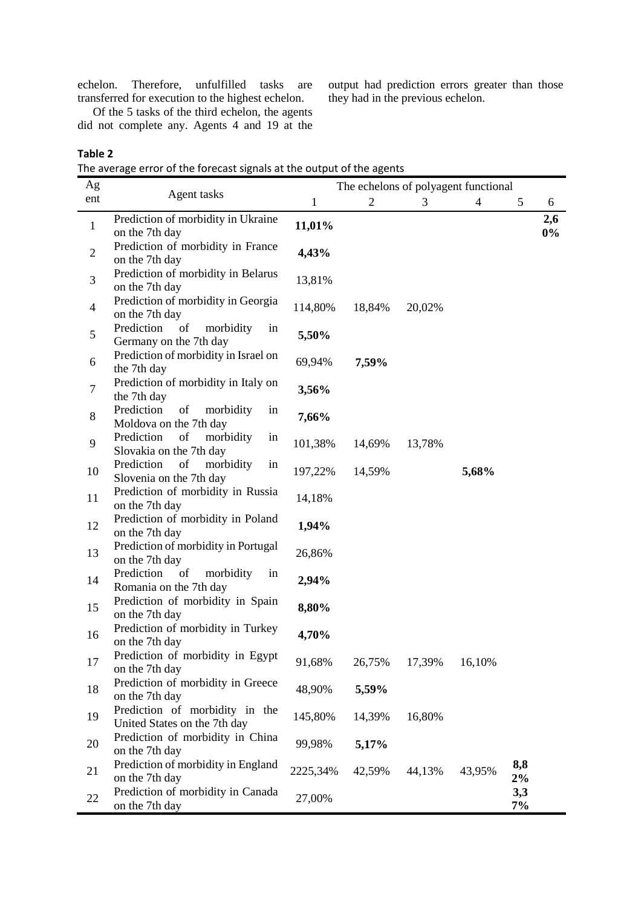echelon. Therefore, unfulfilled tasks are transferred for execution to the highest echelon.

Of the 5 tasks of the third echelon, the agents did not complete any. Agents 4 and 19 at the output had prediction errors greater than those they had in the previous echelon.

**Table 2**
The average error of the forecast signals at the output of the agents

| Agent | Agent tasks | The echelons of polyagent functional | | | | | |
|---|---|---|---|---|---|---|---|
| | | 1 | 2 | 3 | 4 | 5 | 6 |
| 1 | Prediction of morbidity in Ukraine on the 7th day | **11,01%** | | | | | **2,60%** |
| 2 | Prediction of morbidity in France on the 7th day | **4,43%** | | | | | |
| 3 | Prediction of morbidity in Belarus on the 7th day | 13,81% | | | | | |
| 4 | Prediction of morbidity in Georgia on the 7th day | 114,80% | 18,84% | 20,02% | | | |
| 5 | Prediction of morbidity in Germany on the 7th day | **5,50%** | | | | | |
| 6 | Prediction of morbidity in Israel on the 7th day | 69,94% | **7,59%** | | | | |
| 7 | Prediction of morbidity in Italy on the 7th day | **3,56%** | | | | | |
| 8 | Prediction of morbidity in Moldova on the 7th day | **7,66%** | | | | | |
| 9 | Prediction of morbidity in Slovakia on the 7th day | 101,38% | 14,69% | 13,78% | | | |
| 10 | Prediction of morbidity in Slovenia on the 7th day | 197,22% | 14,59% | | **5,68%** | | |
| 11 | Prediction of morbidity in Russia on the 7th day | 14,18% | | | | | |
| 12 | Prediction of morbidity in Poland on the 7th day | **1,94%** | | | | | |
| 13 | Prediction of morbidity in Portugal on the 7th day | 26,86% | | | | | |
| 14 | Prediction of morbidity in Romania on the 7th day | **2,94%** | | | | | |
| 15 | Prediction of morbidity in Spain on the 7th day | **8,80%** | | | | | |
| 16 | Prediction of morbidity in Turkey on the 7th day | **4,70%** | | | | | |
| 17 | Prediction of morbidity in Egypt on the 7th day | 91,68% | 26,75% | 17,39% | 16,10% | | |
| 18 | Prediction of morbidity in Greece on the 7th day | 48,90% | **5,59%** | | | | |
| 19 | Prediction of morbidity in the United States on the 7th day | 145,80% | 14,39% | 16,80% | | | |
| 20 | Prediction of morbidity in China on the 7th day | 99,98% | **5,17%** | | | | |
| 21 | Prediction of morbidity in England on the 7th day | 2225,34% | 42,59% | 44,13% | 43,95% | **8,82%** | |
| 22 | Prediction of morbidity in Canada on the 7th day | 27,00% | | | | **3,37%** | |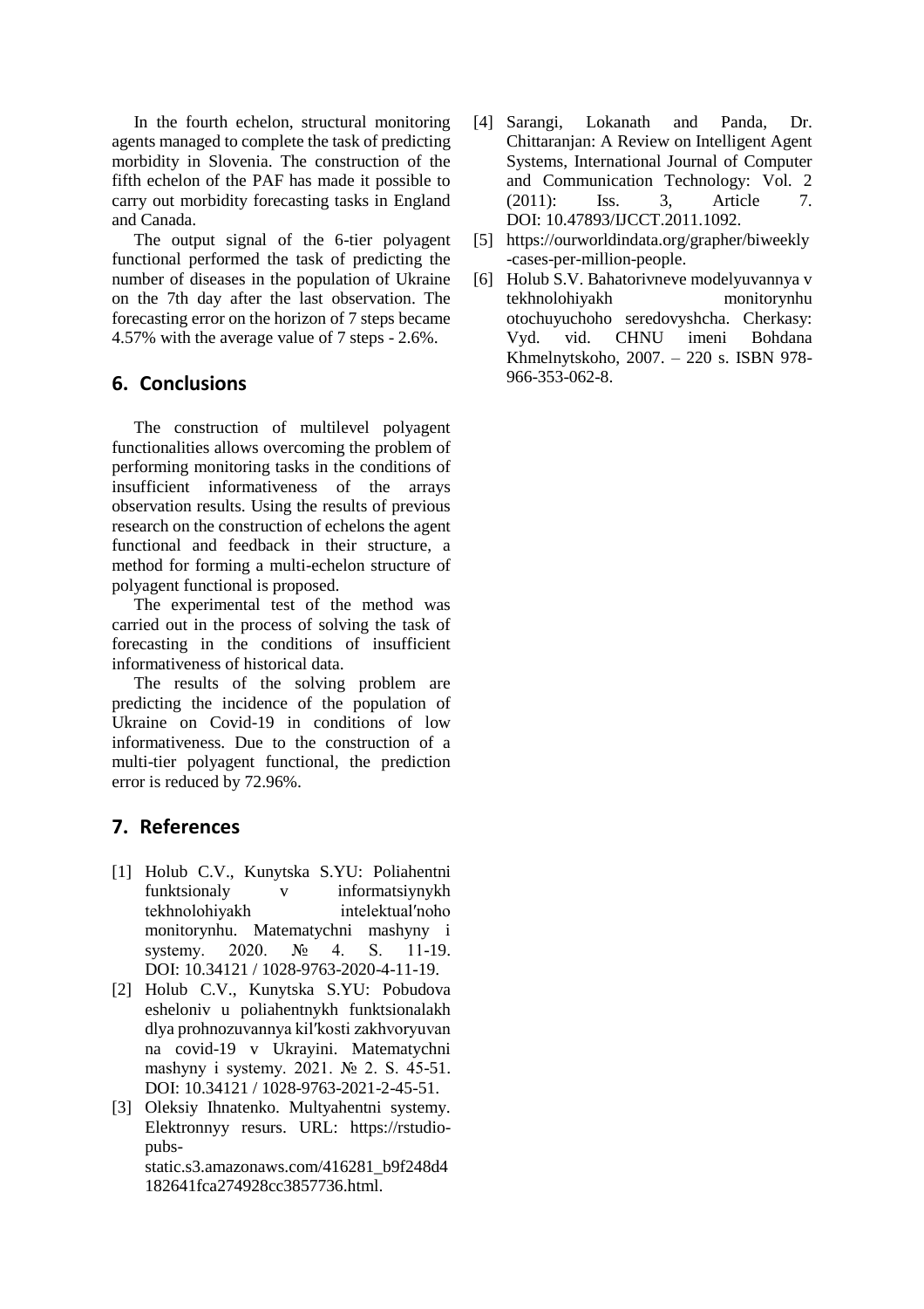In the fourth echelon, structural monitoring agents managed to complete the task of predicting morbidity in Slovenia. The construction of the fifth echelon of the PAF has made it possible to carry out morbidity forecasting tasks in England and Canada.

The output signal of the 6-tier polyagent functional performed the task of predicting the number of diseases in the population of Ukraine on the 7th day after the last observation. The forecasting error on the horizon of 7 steps became 4.57% with the average value of 7 steps - 2.6%.

## 6. Conclusions

The construction of multilevel polyagent functionalities allows overcoming the problem of performing monitoring tasks in the conditions of insufficient informativeness of the arrays observation results. Using the results of previous research on the construction of echelons the agent functional and feedback in their structure, a method for forming a multi-echelon structure of polyagent functional is proposed.

The experimental test of the method was carried out in the process of solving the task of forecasting in the conditions of insufficient informativeness of historical data.

The results of the solving problem are predicting the incidence of the population of Ukraine on Covid-19 in conditions of low informativeness. Due to the construction of a multi-tier polyagent functional, the prediction error is reduced by 72.96%.

## 7. References

[1] Holub C.V., Kunytska S.YU: Poliahentni funktsionaly v informatsiynykh tekhnolohiyakh intelektual′noho monitorynhu. Matematychni mashyny i systemy. 2020. № 4. S. 11-19. DOI: 10.34121 / 1028-9763-2020-4-11-19.

[2] Holub C.V., Kunytska S.YU: Pobudova esheloniv u poliahentnykh funktsionalakh dlya prohnozuvannya kil′kosti zakhvoryuvan na covid-19 v Ukrayini. Matematychni mashyny i systemy. 2021. № 2. S. 45-51. DOI: 10.34121 / 1028-9763-2021-2-45-51.

[3] Oleksiy Ihnatenko. Multyahentni systemy. Elektronnyy resurs. URL: https://rstudio-pubs-static.s3.amazonaws.com/416281_b9f248d4182641fca274928cc3857736.html.

[4] Sarangi, Lokanath and Panda, Dr. Chittaranjan: A Review on Intelligent Agent Systems, International Journal of Computer and Communication Technology: Vol. 2 (2011): Iss. 3, Article 7. DOI: 10.47893/IJCCT.2011.1092.

[5] https://ourworldindata.org/grapher/biweekly-cases-per-million-people.

[6] Holub S.V. Bahatorivneve modelyuvannya v tekhnolohiyakh monitorynhu otochuyuchoho seredovyshcha. Cherkasy: Vyd. vid. CHNU imeni Bohdana Khmelnytskoho, 2007. – 220 s. ISBN 978-966-353-062-8.